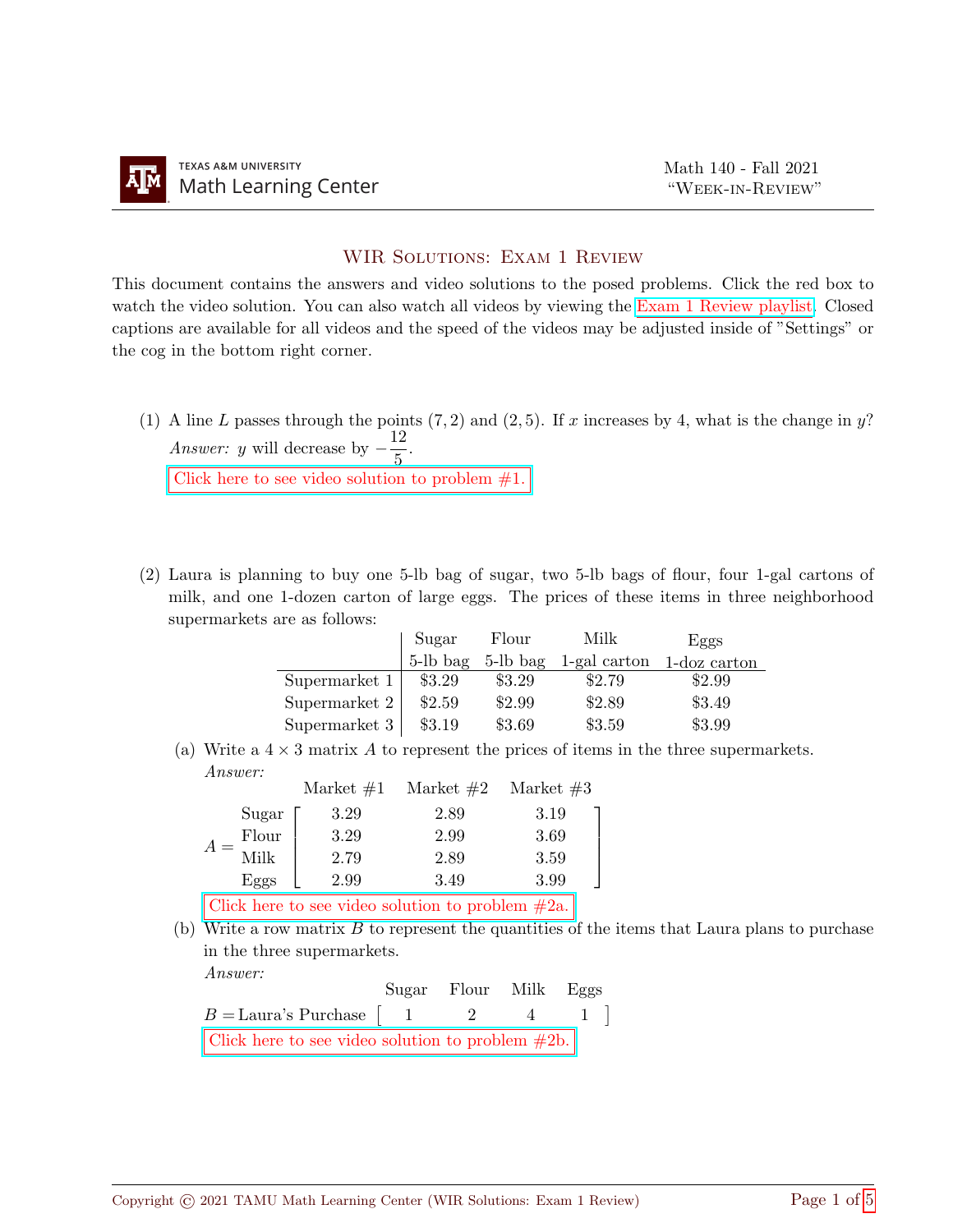Texas A&M University Math Learning Center

Math 140 - Fall 2021
"Week-in-Review"

# WIR Solutions: Exam 1 Review

This document contains the answers and video solutions to the posed problems. Click the red box to watch the video solution. You can also watch all videos by viewing the Exam 1 Review playlist. Closed captions are available for all videos and the speed of the videos may be adjusted inside of "Settings" or the cog in the bottom right corner.

(1) A line $L$ passes through the points $(7, 2)$ and $(2, 5)$. If $x$ increases by 4, what is the change in $y$?
*Answer:* $y$ will decrease by $-\dfrac{12}{5}$.

Click here to see video solution to problem #1.

(2) Laura is planning to buy one 5-lb bag of sugar, two 5-lb bags of flour, four 1-gal cartons of milk, and one 1-dozen carton of large eggs. The prices of these items in three neighborhood supermarkets are as follows:

| | Sugar 5-lb bag | Flour 5-lb bag | Milk 1-gal carton | Eggs 1-doz carton |
|---|---|---|---|---|
| Supermarket 1 | \$3.29 | \$3.29 | \$2.79 | \$2.99 |
| Supermarket 2 | \$2.59 | \$2.99 | \$2.89 | \$3.49 |
| Supermarket 3 | \$3.19 | \$3.69 | \$3.59 | \$3.99 |

(a) Write a $4 \times 3$ matrix $A$ to represent the prices of items in the three supermarkets.
*Answer:*

$$A = \begin{array}{c} \\ \text{Sugar} \\ \text{Flour} \\ \text{Milk} \\ \text{Eggs} \end{array} \begin{array}{c} \begin{array}{ccc} \text{Market \#1} & \text{Market \#2} & \text{Market \#3} \end{array} \\ \begin{bmatrix} 3.29 & 2.89 & 3.19 \\ 3.29 & 2.99 & 3.69 \\ 2.79 & 2.89 & 3.59 \\ 2.99 & 3.49 & 3.99 \end{bmatrix} \end{array}$$

Click here to see video solution to problem #2a.

(b) Write a row matrix $B$ to represent the quantities of the items that Laura plans to purchase in the three supermarkets.
*Answer:*

$$B = \text{Laura's Purchase} \begin{array}{c} \begin{array}{cccc} \text{Sugar} & \text{Flour} & \text{Milk} & \text{Eggs} \end{array} \\ \begin{bmatrix} 1 & 2 & 4 & 1 \end{bmatrix} \end{array}$$

Click here to see video solution to problem #2b.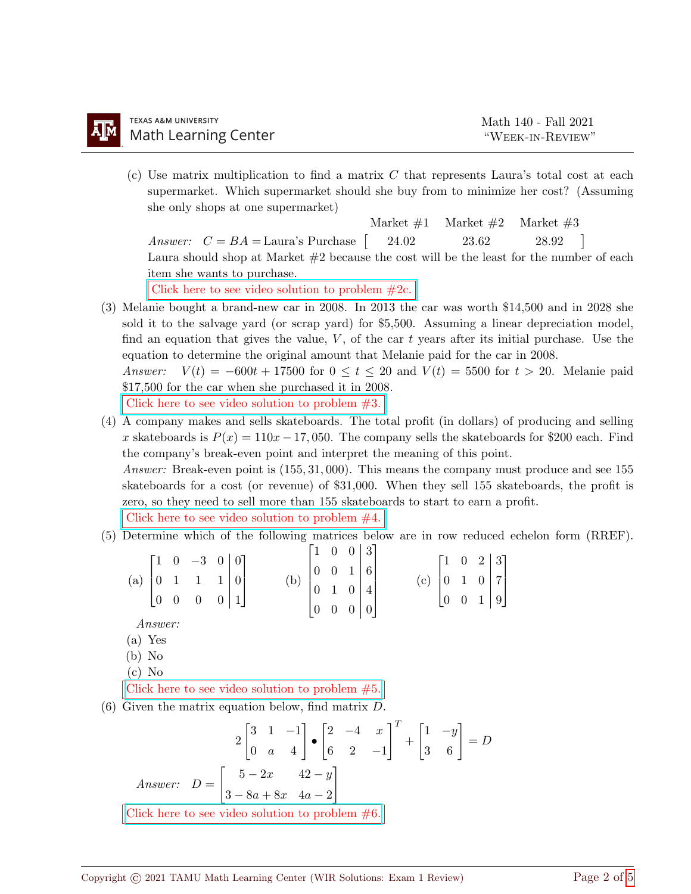(c) Use matrix multiplication to find a matrix $C$ that represents Laura's total cost at each supermarket. Which supermarket should she buy from to minimize her cost? (Assuming she only shops at one supermarket)

*Answer:* $C = BA =$ Laura's Purchase

| | Market #1 | Market #2 | Market #3 |
|---|---|---|---|
| Laura's Purchase | 24.02 | 23.62 | 28.92 |

Laura should shop at Market #2 because the cost will be the least for the number of each item she wants to purchase.

Click here to see video solution to problem #2c.

(3) Melanie bought a brand-new car in 2008. In 2013 the car was worth \$14,500 and in 2028 she sold it to the salvage yard (or scrap yard) for \$5,500. Assuming a linear depreciation model, find an equation that gives the value, $V$, of the car $t$ years after its initial purchase. Use the equation to determine the original amount that Melanie paid for the car in 2008.

*Answer:* $V(t) = -600t + 17500$ for $0 \le t \le 20$ and $V(t) = 5500$ for $t > 20$. Melanie paid \$17,500 for the car when she purchased it in 2008.

Click here to see video solution to problem #3.

(4) A company makes and sells skateboards. The total profit (in dollars) of producing and selling $x$ skateboards is $P(x) = 110x - 17,050$. The company sells the skateboards for \$200 each. Find the company's break-even point and interpret the meaning of this point.

*Answer:* Break-even point is $(155, 31,000)$. This means the company must produce and see 155 skateboards for a cost (or revenue) of \$31,000. When they sell 155 skateboards, the profit is zero, so they need to sell more than 155 skateboards to start to earn a profit.

Click here to see video solution to problem #4.

(5) Determine which of the following matrices below are in row reduced echelon form (RREF).

(a) $\left[\begin{array}{cccc|c} 1 & 0 & -3 & 0 & 0 \\ 0 & 1 & 1 & 1 & 0 \\ 0 & 0 & 0 & 0 & 1 \end{array}\right]$ (b) $\left[\begin{array}{ccc|c} 1 & 0 & 0 & 3 \\ 0 & 0 & 1 & 6 \\ 0 & 1 & 0 & 4 \\ 0 & 0 & 0 & 0 \end{array}\right]$ (c) $\left[\begin{array}{ccc|c} 1 & 0 & 2 & 3 \\ 0 & 1 & 0 & 7 \\ 0 & 0 & 1 & 9 \end{array}\right]$

*Answer:*

(a) Yes

(b) No

(c) No

Click here to see video solution to problem #5.

(6) Given the matrix equation below, find matrix $D$.

$$2\begin{bmatrix} 3 & 1 & -1 \\ 0 & a & 4 \end{bmatrix} \bullet \begin{bmatrix} 2 & -4 & x \\ 6 & 2 & -1 \end{bmatrix}^T + \begin{bmatrix} 1 & -y \\ 3 & 6 \end{bmatrix} = D$$

*Answer:* $D = \begin{bmatrix} 5 - 2x & 42 - y \\ 3 - 8a + 8x & 4a - 2 \end{bmatrix}$

Click here to see video solution to problem #6.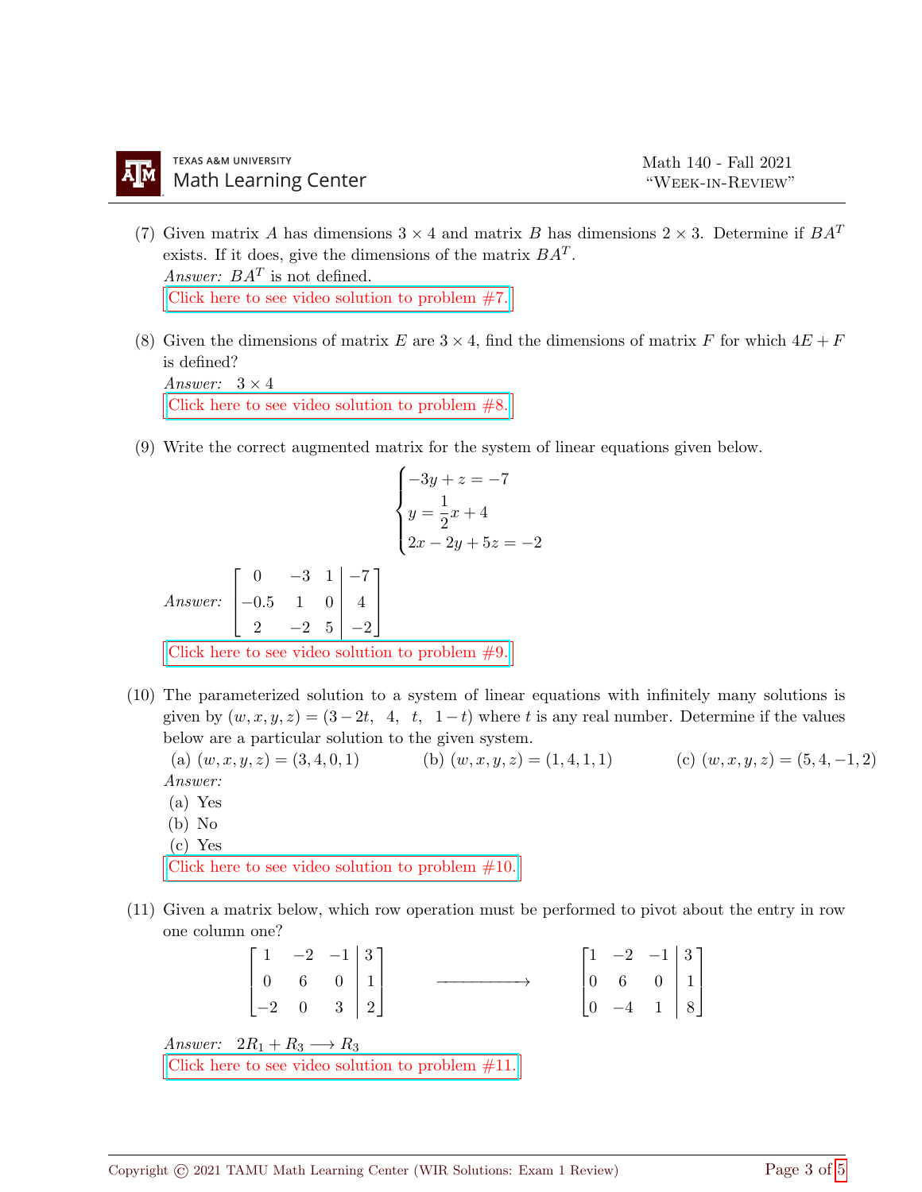(7) Given matrix $A$ has dimensions $3 \times 4$ and matrix $B$ has dimensions $2 \times 3$. Determine if $BA^T$ exists. If it does, give the dimensions of the matrix $BA^T$.

*Answer:* $BA^T$ is not defined.

[Click here to see video solution to problem #7.]

(8) Given the dimensions of matrix $E$ are $3 \times 4$, find the dimensions of matrix $F$ for which $4E + F$ is defined?

*Answer:* $3 \times 4$

[Click here to see video solution to problem #8.]

(9) Write the correct augmented matrix for the system of linear equations given below.

$$\begin{cases} -3y + z = -7 \\ y = \dfrac{1}{2}x + 4 \\ 2x - 2y + 5z = -2 \end{cases}$$

*Answer:*
$$\left[\begin{array}{ccc|c} 0 & -3 & 1 & -7 \\ -0.5 & 1 & 0 & 4 \\ 2 & -2 & 5 & -2 \end{array}\right]$$

[Click here to see video solution to problem #9.]

(10) The parameterized solution to a system of linear equations with infinitely many solutions is given by $(w, x, y, z) = (3 - 2t,\ \ 4,\ \ t,\ \ 1 - t)$ where $t$ is any real number. Determine if the values below are a particular solution to the given system.

(a) $(w, x, y, z) = (3, 4, 0, 1)$ (b) $(w, x, y, z) = (1, 4, 1, 1)$ (c) $(w, x, y, z) = (5, 4, -1, 2)$

*Answer:*

(a) Yes

(b) No

(c) Yes

[Click here to see video solution to problem #10.]

(11) Given a matrix below, which row operation must be performed to pivot about the entry in row one column one?

$$\left[\begin{array}{ccc|c} 1 & -2 & -1 & 3 \\ 0 & 6 & 0 & 1 \\ -2 & 0 & 3 & 2 \end{array}\right] \longrightarrow \left[\begin{array}{ccc|c} 1 & -2 & -1 & 3 \\ 0 & 6 & 0 & 1 \\ 0 & -4 & 1 & 8 \end{array}\right]$$

*Answer:* $2R_1 + R_3 \longrightarrow R_3$

[Click here to see video solution to problem #11.]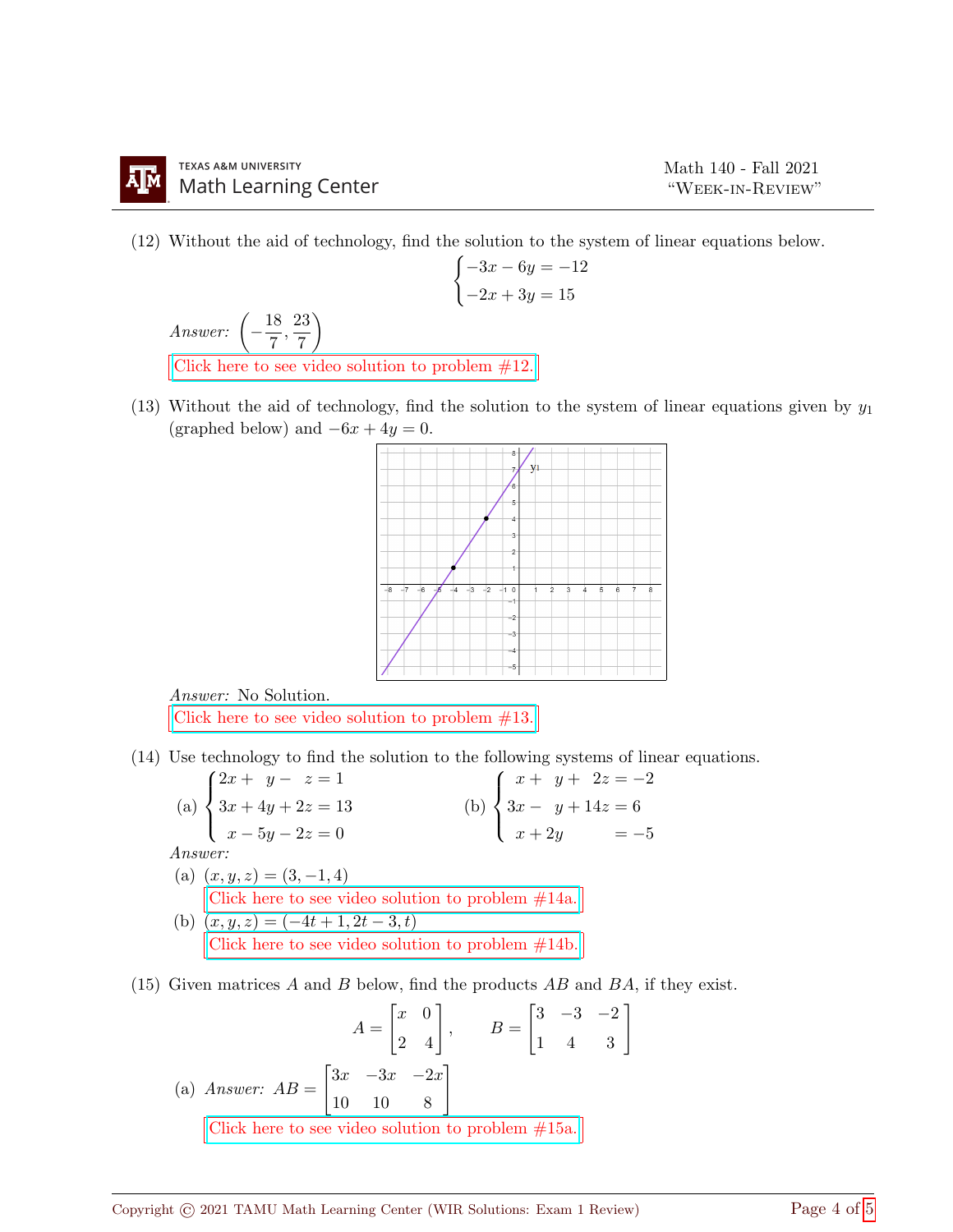(12) Without the aid of technology, find the solution to the system of linear equations below.

$$\begin{cases} -3x - 6y = -12 \\ -2x + 3y = 15 \end{cases}$$

*Answer:* $\left(-\dfrac{18}{7}, \dfrac{23}{7}\right)$

Click here to see video solution to problem #12.

(13) Without the aid of technology, find the solution to the system of linear equations given by $y_1$ (graphed below) and $-6x + 4y = 0$.

*Answer:* No Solution.

Click here to see video solution to problem #13.

(14) Use technology to find the solution to the following systems of linear equations.

(a) $$\begin{cases} 2x + y - z = 1 \\ 3x + 4y + 2z = 13 \\ x - 5y - 2z = 0 \end{cases}$$

(b) $$\begin{cases} x + y + 2z = -2 \\ 3x - y + 14z = 6 \\ x + 2y = -5 \end{cases}$$

*Answer:*

(a) $(x, y, z) = (3, -1, 4)$

Click here to see video solution to problem #14a.

(b) $(x, y, z) = (-4t + 1, 2t - 3, t)$

Click here to see video solution to problem #14b.

(15) Given matrices $A$ and $B$ below, find the products $AB$ and $BA$, if they exist.

$$A = \begin{bmatrix} x & 0 \\ 2 & 4 \end{bmatrix}, \qquad B = \begin{bmatrix} 3 & -3 & -2 \\ 1 & 4 & 3 \end{bmatrix}$$

(a) *Answer:* $AB = \begin{bmatrix} 3x & -3x & -2x \\ 10 & 10 & 8 \end{bmatrix}$

Click here to see video solution to problem #15a.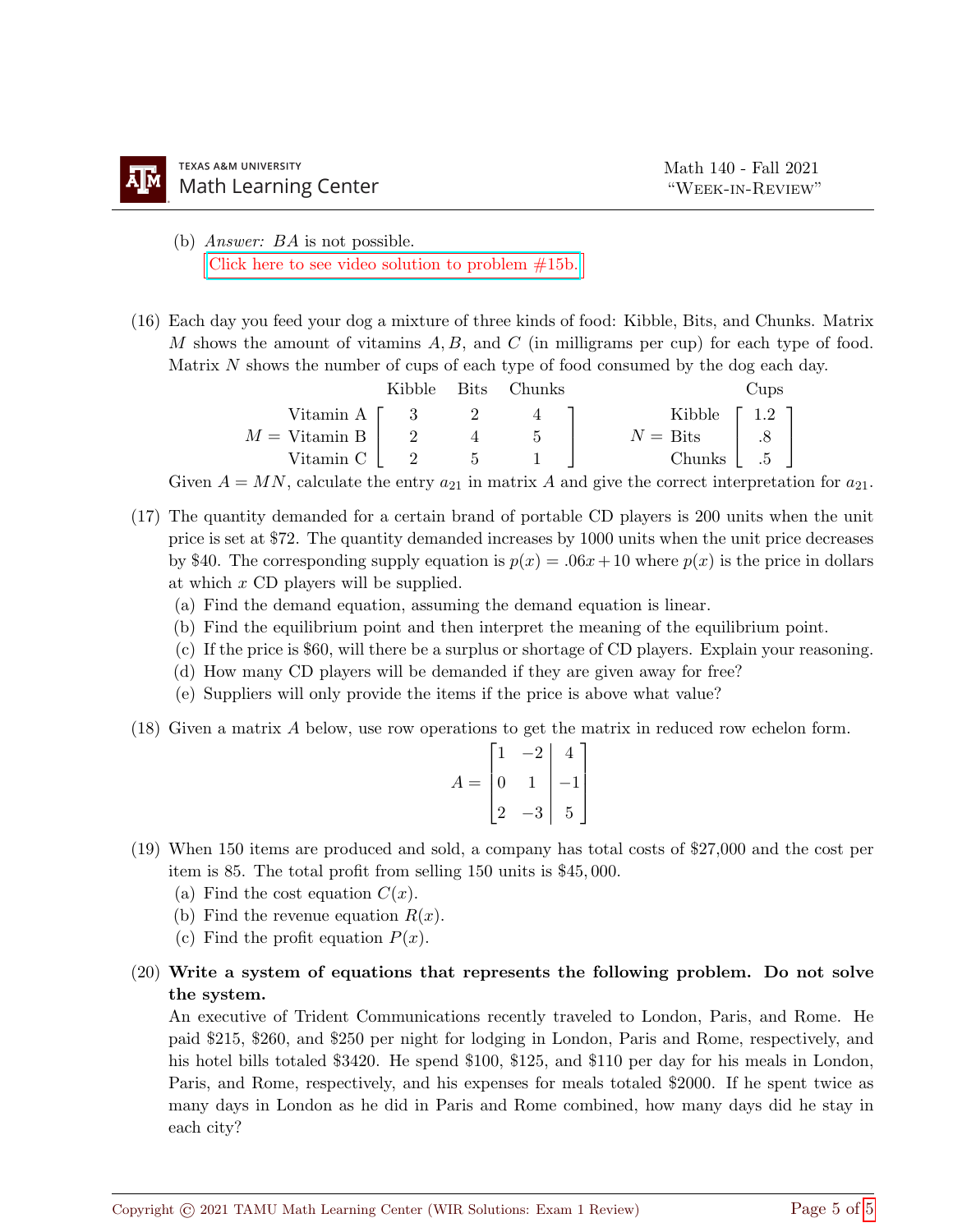(b) *Answer:* $BA$ is not possible.

[Click here to see video solution to problem #15b.]

(16) Each day you feed your dog a mixture of three kinds of food: Kibble, Bits, and Chunks. Matrix $M$ shows the amount of vitamins $A, B,$ and $C$ (in milligrams per cup) for each type of food. Matrix $N$ shows the number of cups of each type of food consumed by the dog each day.

$$M = \begin{array}{c} \\ \text{Vitamin A} \\ \text{Vitamin B} \\ \text{Vitamin C} \end{array} \begin{array}{c} \begin{array}{ccc} \text{Kibble} & \text{Bits} & \text{Chunks} \end{array} \\ \left[\begin{array}{ccc} 3 & 2 & 4 \\ 2 & 4 & 5 \\ 2 & 5 & 1 \end{array}\right] \end{array} \qquad N = \begin{array}{c} \\ \text{Kibble} \\ \text{Bits} \\ \text{Chunks} \end{array} \begin{array}{c} \text{Cups} \\ \left[\begin{array}{c} 1.2 \\ .8 \\ .5 \end{array}\right] \end{array}$$

Given $A = MN$, calculate the entry $a_{21}$ in matrix $A$ and give the correct interpretation for $a_{21}$.

(17) The quantity demanded for a certain brand of portable CD players is 200 units when the unit price is set at \$72. The quantity demanded increases by 1000 units when the unit price decreases by \$40. The corresponding supply equation is $p(x) = .06x + 10$ where $p(x)$ is the price in dollars at which $x$ CD players will be supplied.

(a) Find the demand equation, assuming the demand equation is linear.

(b) Find the equilibrium point and then interpret the meaning of the equilibrium point.

(c) If the price is \$60, will there be a surplus or shortage of CD players. Explain your reasoning.

(d) How many CD players will be demanded if they are given away for free?

(e) Suppliers will only provide the items if the price is above what value?

(18) Given a matrix $A$ below, use row operations to get the matrix in reduced row echelon form.

$$A = \left[\begin{array}{cc|c} 1 & -2 & 4 \\ 0 & 1 & -1 \\ 2 & -3 & 5 \end{array}\right]$$

(19) When 150 items are produced and sold, a company has total costs of \$27,000 and the cost per item is 85. The total profit from selling 150 units is \$45,000.

(a) Find the cost equation $C(x)$.

(b) Find the revenue equation $R(x)$.

(c) Find the profit equation $P(x)$.

(20) **Write a system of equations that represents the following problem. Do not solve the system.**

An executive of Trident Communications recently traveled to London, Paris, and Rome. He paid \$215, \$260, and \$250 per night for lodging in London, Paris and Rome, respectively, and his hotel bills totaled \$3420. He spend \$100, \$125, and \$110 per day for his meals in London, Paris, and Rome, respectively, and his expenses for meals totaled \$2000. If he spent twice as many days in London as he did in Paris and Rome combined, how many days did he stay in each city?